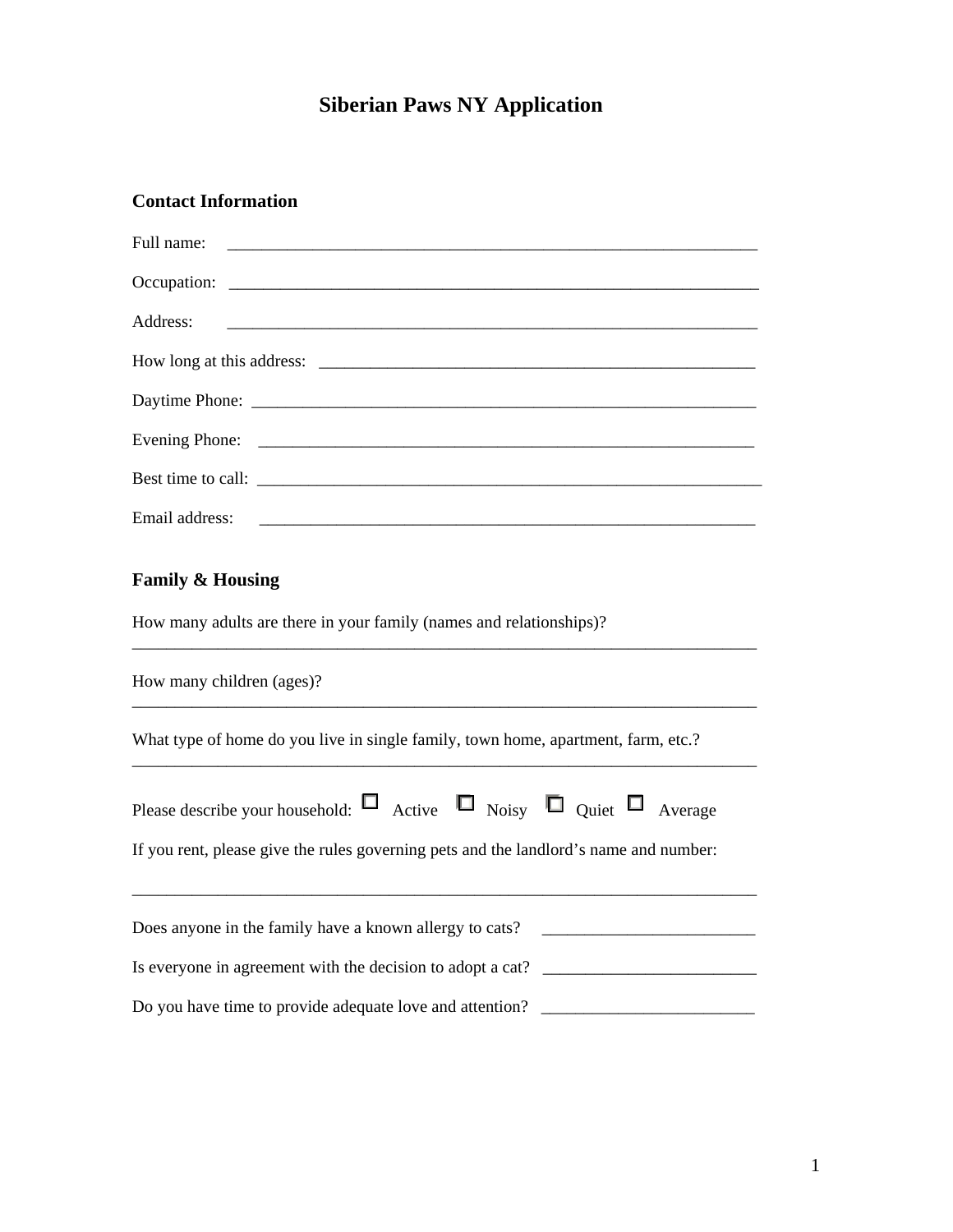# Siberian Paws NY Application

## Contact Information

Full name: ____________________________________________________________

Occupation: ____________________________________________________________

Address: ____________________________________________________________

How long at this address: _______________________________________________

Daytime Phone: ________________________________________________________

Evening Phone: ________________________________________________________

Best time to call: ______________________________________________________

Email address: ________________________________________________________

## Family & Housing

How many adults are there in your family (names and relationships)?
_________________________________________________________________________

How many children (ages)?
_________________________________________________________________________

What type of home do you live in single family, town home, apartment, farm, etc.?
_________________________________________________________________________

Please describe your household: ☐ Active ☐ Noisy ☐ Quiet ☐ Average

If you rent, please give the rules governing pets and the landlord's name and number:

_________________________________________________________________________

Does anyone in the family have a known allergy to cats? ________________________

Is everyone in agreement with the decision to adopt a cat? ________________________

Do you have time to provide adequate love and attention? ________________________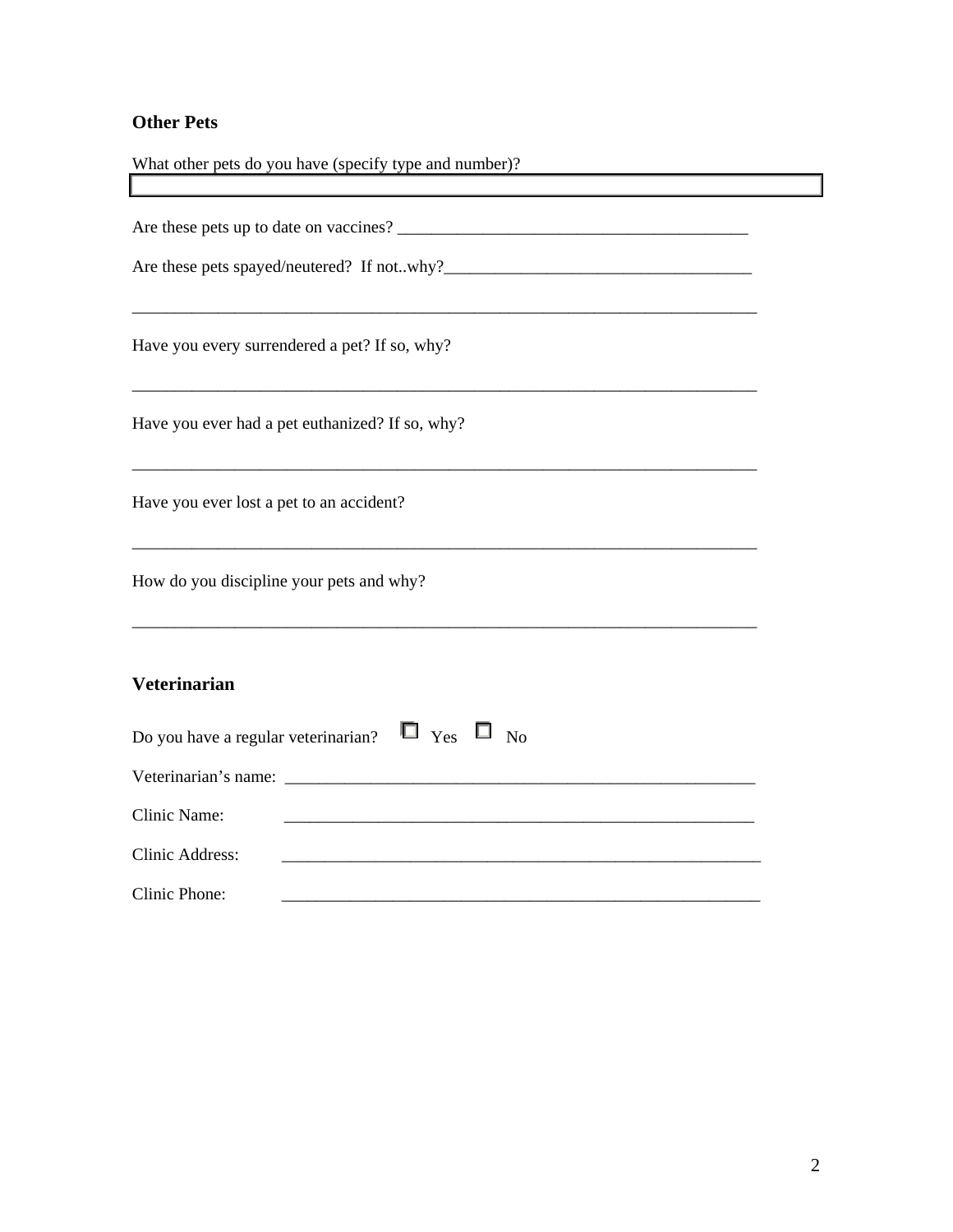## Other Pets

What other pets do you have (specify type and number)?

Are these pets up to date on vaccines? ___________________________________________

Are these pets spayed/neutered?  If not..why?_____________________________________

_____________________________________________________________________________

Have you every surrendered a pet? If so, why?

_____________________________________________________________________________

Have you ever had a pet euthanized? If so, why?

_____________________________________________________________________________

Have you ever lost a pet to an accident?

_____________________________________________________________________________

How do you discipline your pets and why?

_____________________________________________________________________________

## Veterinarian

Do you have a regular veterinarian?  ☐ Yes  ☐ No

Veterinarian's name: ___________________________________________________________

Clinic Name: ___________________________________________________________

Clinic Address: ___________________________________________________________

Clinic Phone: ___________________________________________________________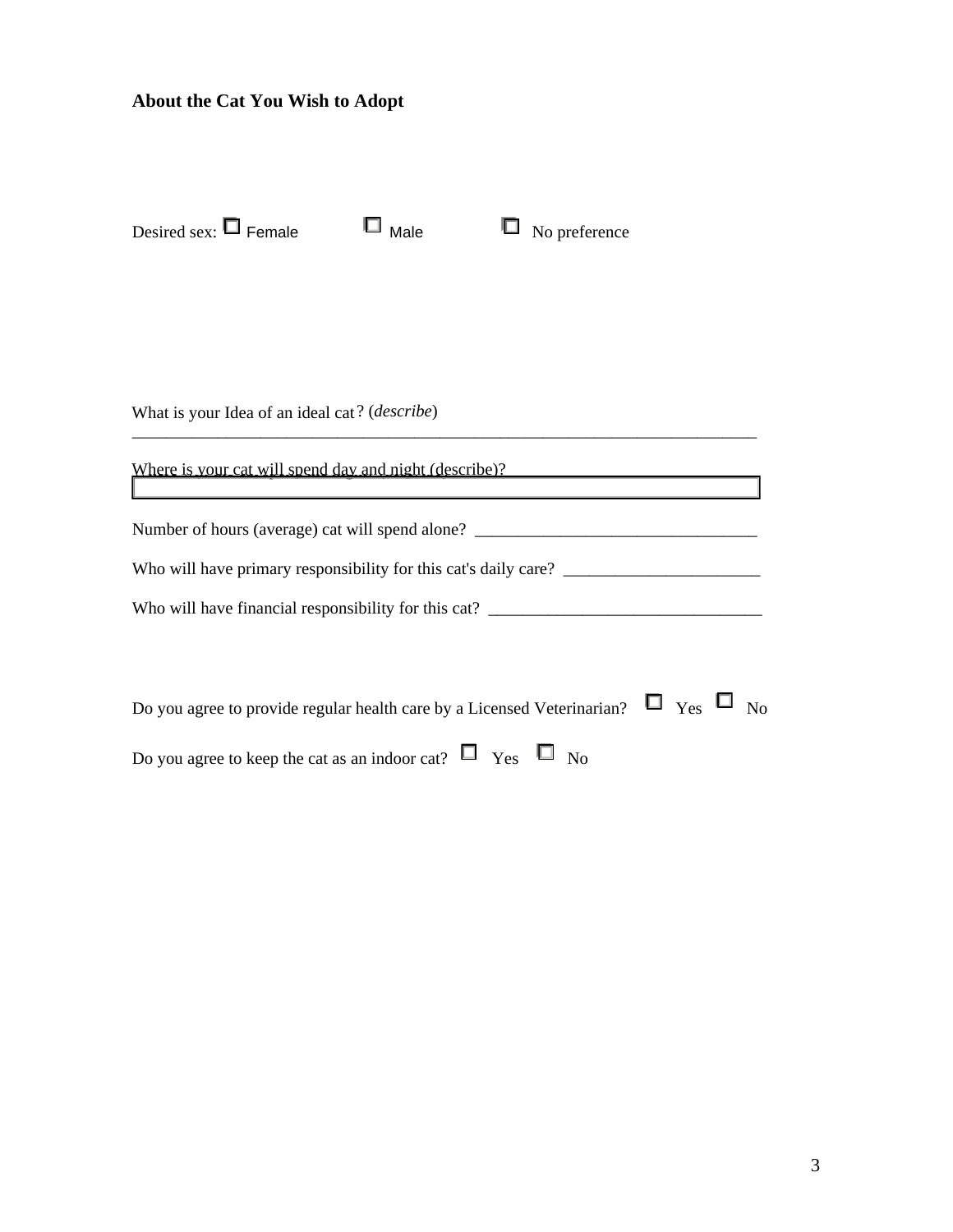**About the Cat You Wish to Adopt**

Desired sex: ☐ Female ☐ Male ☐ No preference

What is your Idea of an ideal cat? (*describe*)
______________________________________________________________________________

Where is your cat will spend day and night (describe)?
______________________________________________________________________________

Number of hours (average) cat will spend alone? ________________________________

Who will have primary responsibility for this cat's daily care? ______________________

Who will have financial responsibility for this cat? ________________________________

Do you agree to provide regular health care by a Licensed Veterinarian? ☐ Yes ☐ No

Do you agree to keep the cat as an indoor cat? ☐ Yes ☐ No